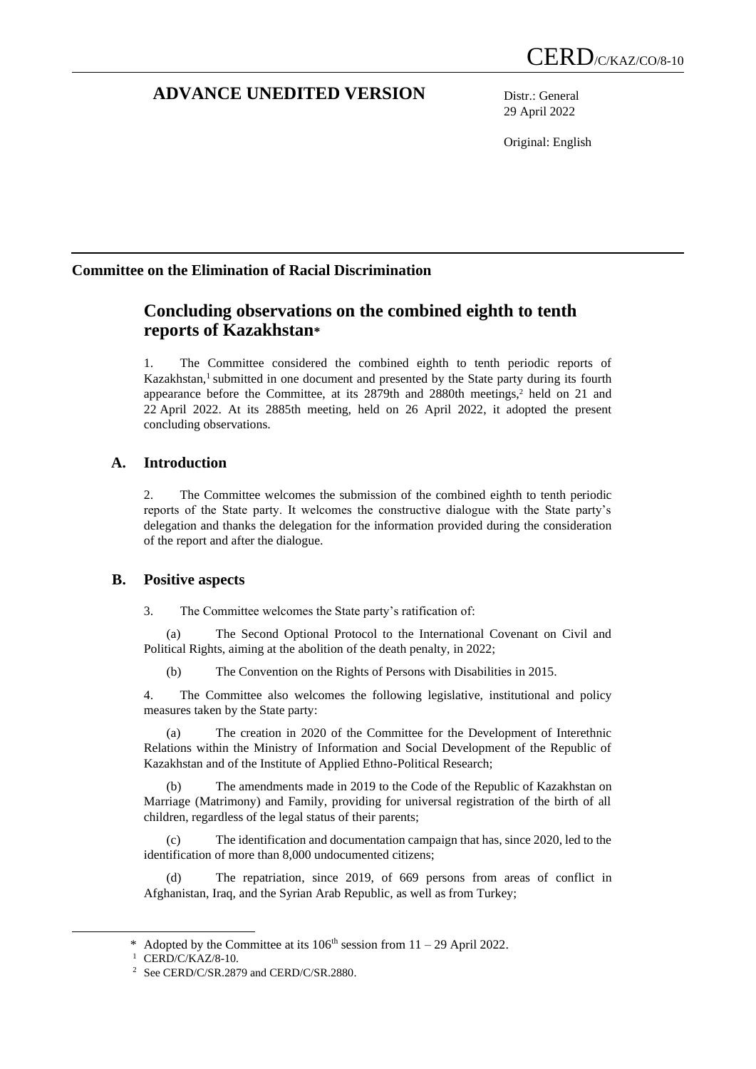CERD/C/KAZ/CO/8-10

# ADVANCE UNEDITED VERSION

Distr.: General
29 April 2022

Original: English

**Committee on the Elimination of Racial Discrimination**

## Concluding observations on the combined eighth to tenth reports of Kazakhstan*

1. The Committee considered the combined eighth to tenth periodic reports of Kazakhstan,[1] submitted in one document and presented by the State party during its fourth appearance before the Committee, at its 2879th and 2880th meetings,[2] held on 21 and 22 April 2022. At its 2885th meeting, held on 26 April 2022, it adopted the present concluding observations.

### A. Introduction

2. The Committee welcomes the submission of the combined eighth to tenth periodic reports of the State party. It welcomes the constructive dialogue with the State party's delegation and thanks the delegation for the information provided during the consideration of the report and after the dialogue.

### B. Positive aspects

3. The Committee welcomes the State party's ratification of:

(a) The Second Optional Protocol to the International Covenant on Civil and Political Rights, aiming at the abolition of the death penalty, in 2022;

(b) The Convention on the Rights of Persons with Disabilities in 2015.

4. The Committee also welcomes the following legislative, institutional and policy measures taken by the State party:

(a) The creation in 2020 of the Committee for the Development of Interethnic Relations within the Ministry of Information and Social Development of the Republic of Kazakhstan and of the Institute of Applied Ethno-Political Research;

(b) The amendments made in 2019 to the Code of the Republic of Kazakhstan on Marriage (Matrimony) and Family, providing for universal registration of the birth of all children, regardless of the legal status of their parents;

(c) The identification and documentation campaign that has, since 2020, led to the identification of more than 8,000 undocumented citizens;

(d) The repatriation, since 2019, of 669 persons from areas of conflict in Afghanistan, Iraq, and the Syrian Arab Republic, as well as from Turkey;

---

\* Adopted by the Committee at its 106th session from 11 – 29 April 2022.

[1] CERD/C/KAZ/8-10.

[2] See CERD/C/SR.2879 and CERD/C/SR.2880.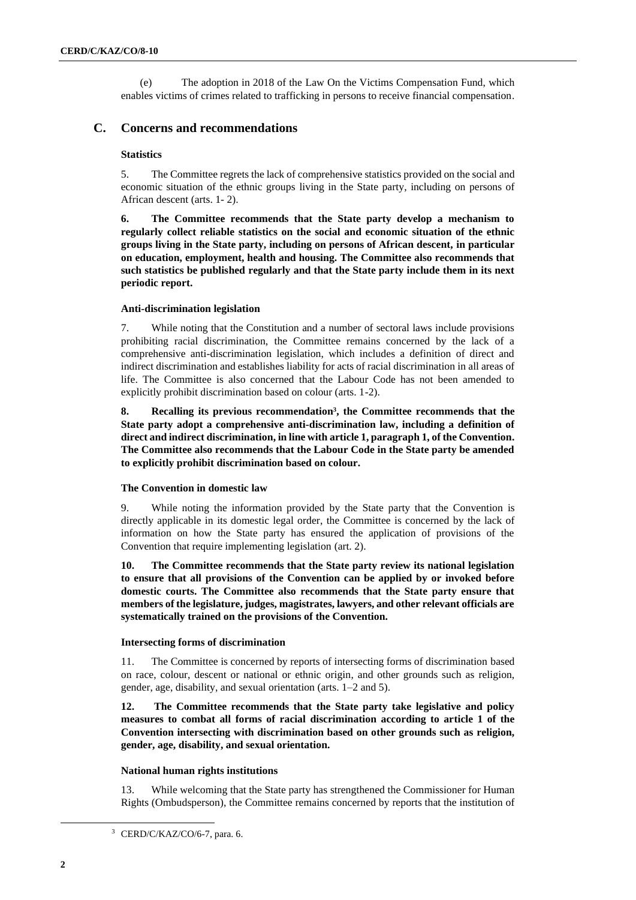(e) The adoption in 2018 of the Law On the Victims Compensation Fund, which enables victims of crimes related to trafficking in persons to receive financial compensation.

## C. Concerns and recommendations

### Statistics

5. The Committee regrets the lack of comprehensive statistics provided on the social and economic situation of the ethnic groups living in the State party, including on persons of African descent (arts. 1- 2).

**6. The Committee recommends that the State party develop a mechanism to regularly collect reliable statistics on the social and economic situation of the ethnic groups living in the State party, including on persons of African descent, in particular on education, employment, health and housing. The Committee also recommends that such statistics be published regularly and that the State party include them in its next periodic report.**

### Anti-discrimination legislation

7. While noting that the Constitution and a number of sectoral laws include provisions prohibiting racial discrimination, the Committee remains concerned by the lack of a comprehensive anti-discrimination legislation, which includes a definition of direct and indirect discrimination and establishes liability for acts of racial discrimination in all areas of life. The Committee is also concerned that the Labour Code has not been amended to explicitly prohibit discrimination based on colour (arts. 1-2).

**8. Recalling its previous recommendation[3], the Committee recommends that the State party adopt a comprehensive anti-discrimination law, including a definition of direct and indirect discrimination, in line with article 1, paragraph 1, of the Convention. The Committee also recommends that the Labour Code in the State party be amended to explicitly prohibit discrimination based on colour.**

### The Convention in domestic law

9. While noting the information provided by the State party that the Convention is directly applicable in its domestic legal order, the Committee is concerned by the lack of information on how the State party has ensured the application of provisions of the Convention that require implementing legislation (art. 2).

**10. The Committee recommends that the State party review its national legislation to ensure that all provisions of the Convention can be applied by or invoked before domestic courts. The Committee also recommends that the State party ensure that members of the legislature, judges, magistrates, lawyers, and other relevant officials are systematically trained on the provisions of the Convention.**

### Intersecting forms of discrimination

11. The Committee is concerned by reports of intersecting forms of discrimination based on race, colour, descent or national or ethnic origin, and other grounds such as religion, gender, age, disability, and sexual orientation (arts. 1–2 and 5).

**12. The Committee recommends that the State party take legislative and policy measures to combat all forms of racial discrimination according to article 1 of the Convention intersecting with discrimination based on other grounds such as religion, gender, age, disability, and sexual orientation.**

### National human rights institutions

13. While welcoming that the State party has strengthened the Commissioner for Human Rights (Ombudsperson), the Committee remains concerned by reports that the institution of

[3] CERD/C/KAZ/CO/6-7, para. 6.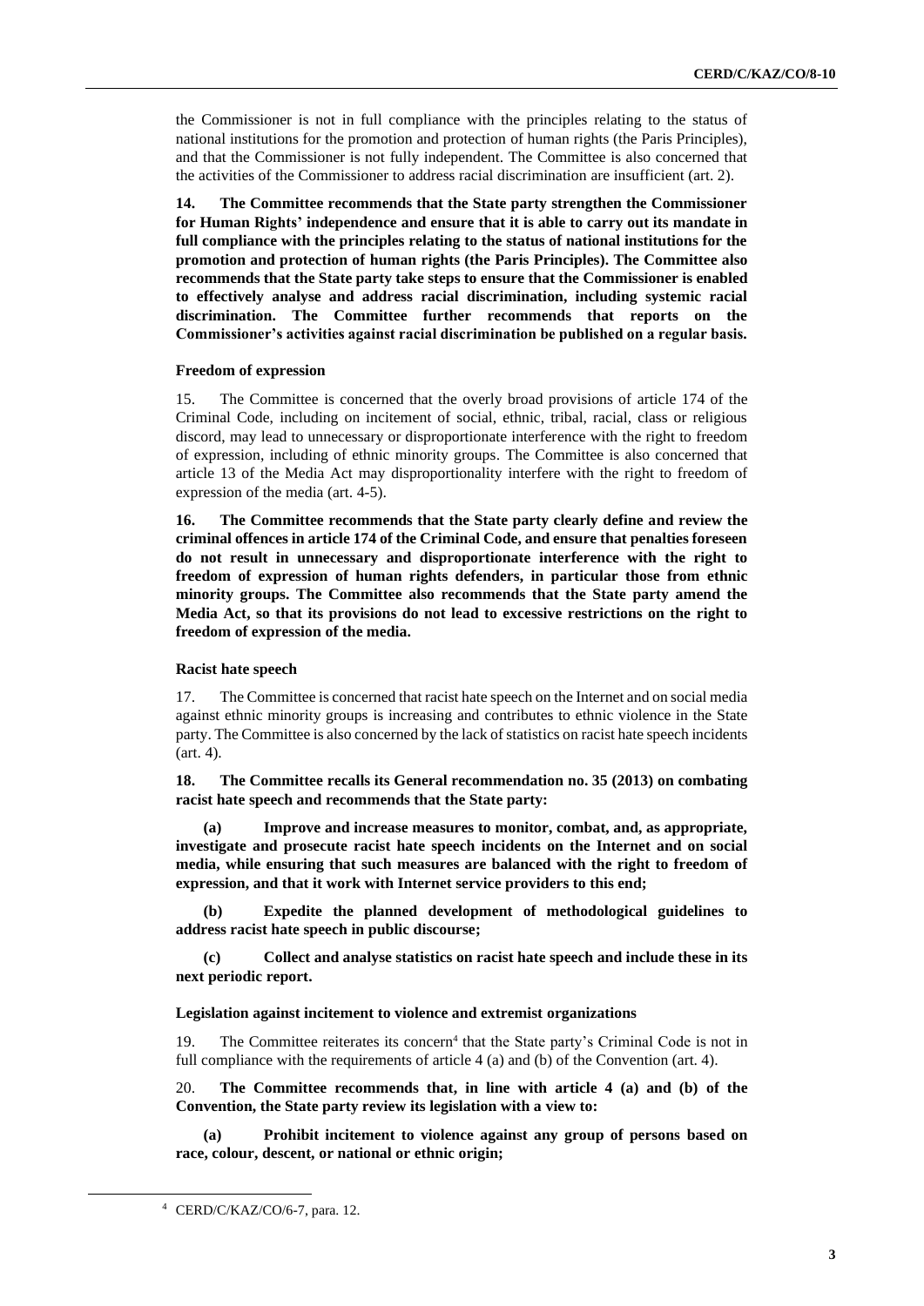the Commissioner is not in full compliance with the principles relating to the status of national institutions for the promotion and protection of human rights (the Paris Principles), and that the Commissioner is not fully independent. The Committee is also concerned that the activities of the Commissioner to address racial discrimination are insufficient (art. 2).

**14. The Committee recommends that the State party strengthen the Commissioner for Human Rights' independence and ensure that it is able to carry out its mandate in full compliance with the principles relating to the status of national institutions for the promotion and protection of human rights (the Paris Principles). The Committee also recommends that the State party take steps to ensure that the Commissioner is enabled to effectively analyse and address racial discrimination, including systemic racial discrimination. The Committee further recommends that reports on the Commissioner's activities against racial discrimination be published on a regular basis.**

### Freedom of expression

15. The Committee is concerned that the overly broad provisions of article 174 of the Criminal Code, including on incitement of social, ethnic, tribal, racial, class or religious discord, may lead to unnecessary or disproportionate interference with the right to freedom of expression, including of ethnic minority groups. The Committee is also concerned that article 13 of the Media Act may disproportionality interfere with the right to freedom of expression of the media (art. 4-5).

**16. The Committee recommends that the State party clearly define and review the criminal offences in article 174 of the Criminal Code, and ensure that penalties foreseen do not result in unnecessary and disproportionate interference with the right to freedom of expression of human rights defenders, in particular those from ethnic minority groups. The Committee also recommends that the State party amend the Media Act, so that its provisions do not lead to excessive restrictions on the right to freedom of expression of the media.**

### Racist hate speech

17. The Committee is concerned that racist hate speech on the Internet and on social media against ethnic minority groups is increasing and contributes to ethnic violence in the State party. The Committee is also concerned by the lack of statistics on racist hate speech incidents (art. 4).

**18. The Committee recalls its General recommendation no. 35 (2013) on combating racist hate speech and recommends that the State party:**

**(a) Improve and increase measures to monitor, combat, and, as appropriate, investigate and prosecute racist hate speech incidents on the Internet and on social media, while ensuring that such measures are balanced with the right to freedom of expression, and that it work with Internet service providers to this end;**

**(b) Expedite the planned development of methodological guidelines to address racist hate speech in public discourse;**

**(c) Collect and analyse statistics on racist hate speech and include these in its next periodic report.**

### Legislation against incitement to violence and extremist organizations

19. The Committee reiterates its concern[4] that the State party's Criminal Code is not in full compliance with the requirements of article 4 (a) and (b) of the Convention (art. 4).

20. **The Committee recommends that, in line with article 4 (a) and (b) of the Convention, the State party review its legislation with a view to:**

**(a) Prohibit incitement to violence against any group of persons based on race, colour, descent, or national or ethnic origin;**

[4] CERD/C/KAZ/CO/6-7, para. 12.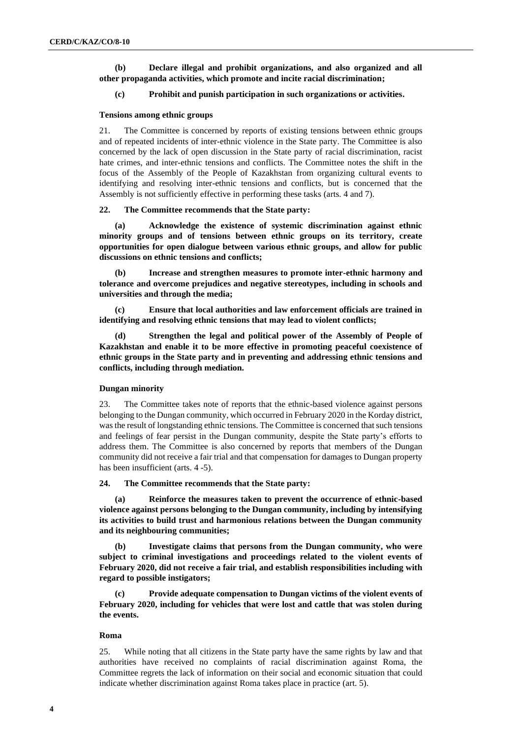**(b) Declare illegal and prohibit organizations, and also organized and all other propaganda activities, which promote and incite racial discrimination;**

**(c) Prohibit and punish participation in such organizations or activities.**

### Tensions among ethnic groups

21. The Committee is concerned by reports of existing tensions between ethnic groups and of repeated incidents of inter-ethnic violence in the State party. The Committee is also concerned by the lack of open discussion in the State party of racial discrimination, racist hate crimes, and inter-ethnic tensions and conflicts. The Committee notes the shift in the focus of the Assembly of the People of Kazakhstan from organizing cultural events to identifying and resolving inter-ethnic tensions and conflicts, but is concerned that the Assembly is not sufficiently effective in performing these tasks (arts. 4 and 7).

**22. The Committee recommends that the State party:**

**(a) Acknowledge the existence of systemic discrimination against ethnic minority groups and of tensions between ethnic groups on its territory, create opportunities for open dialogue between various ethnic groups, and allow for public discussions on ethnic tensions and conflicts;**

**(b) Increase and strengthen measures to promote inter-ethnic harmony and tolerance and overcome prejudices and negative stereotypes, including in schools and universities and through the media;**

**(c) Ensure that local authorities and law enforcement officials are trained in identifying and resolving ethnic tensions that may lead to violent conflicts;**

**(d) Strengthen the legal and political power of the Assembly of People of Kazakhstan and enable it to be more effective in promoting peaceful coexistence of ethnic groups in the State party and in preventing and addressing ethnic tensions and conflicts, including through mediation.**

### Dungan minority

23. The Committee takes note of reports that the ethnic-based violence against persons belonging to the Dungan community, which occurred in February 2020 in the Korday district, was the result of longstanding ethnic tensions. The Committee is concerned that such tensions and feelings of fear persist in the Dungan community, despite the State party's efforts to address them. The Committee is also concerned by reports that members of the Dungan community did not receive a fair trial and that compensation for damages to Dungan property has been insufficient (arts. 4 -5).

**24. The Committee recommends that the State party:**

**(a) Reinforce the measures taken to prevent the occurrence of ethnic-based violence against persons belonging to the Dungan community, including by intensifying its activities to build trust and harmonious relations between the Dungan community and its neighbouring communities;**

**(b) Investigate claims that persons from the Dungan community, who were subject to criminal investigations and proceedings related to the violent events of February 2020, did not receive a fair trial, and establish responsibilities including with regard to possible instigators;**

**(c) Provide adequate compensation to Dungan victims of the violent events of February 2020, including for vehicles that were lost and cattle that was stolen during the events.**

### Roma

25. While noting that all citizens in the State party have the same rights by law and that authorities have received no complaints of racial discrimination against Roma, the Committee regrets the lack of information on their social and economic situation that could indicate whether discrimination against Roma takes place in practice (art. 5).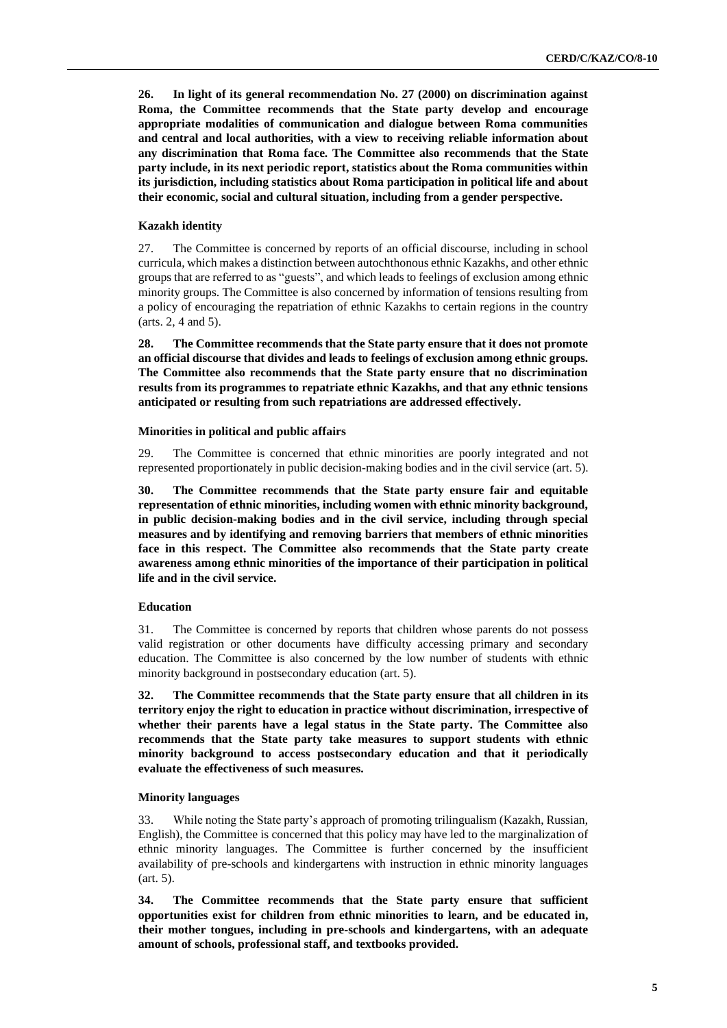**26. In light of its general recommendation No. 27 (2000) on discrimination against Roma, the Committee recommends that the State party develop and encourage appropriate modalities of communication and dialogue between Roma communities and central and local authorities, with a view to receiving reliable information about any discrimination that Roma face. The Committee also recommends that the State party include, in its next periodic report, statistics about the Roma communities within its jurisdiction, including statistics about Roma participation in political life and about their economic, social and cultural situation, including from a gender perspective.**

### Kazakh identity

27. The Committee is concerned by reports of an official discourse, including in school curricula, which makes a distinction between autochthonous ethnic Kazakhs, and other ethnic groups that are referred to as "guests", and which leads to feelings of exclusion among ethnic minority groups. The Committee is also concerned by information of tensions resulting from a policy of encouraging the repatriation of ethnic Kazakhs to certain regions in the country (arts. 2, 4 and 5).

**28. The Committee recommends that the State party ensure that it does not promote an official discourse that divides and leads to feelings of exclusion among ethnic groups. The Committee also recommends that the State party ensure that no discrimination results from its programmes to repatriate ethnic Kazakhs, and that any ethnic tensions anticipated or resulting from such repatriations are addressed effectively.**

### Minorities in political and public affairs

29. The Committee is concerned that ethnic minorities are poorly integrated and not represented proportionately in public decision-making bodies and in the civil service (art. 5).

**30. The Committee recommends that the State party ensure fair and equitable representation of ethnic minorities, including women with ethnic minority background, in public decision-making bodies and in the civil service, including through special measures and by identifying and removing barriers that members of ethnic minorities face in this respect. The Committee also recommends that the State party create awareness among ethnic minorities of the importance of their participation in political life and in the civil service.**

### Education

31. The Committee is concerned by reports that children whose parents do not possess valid registration or other documents have difficulty accessing primary and secondary education. The Committee is also concerned by the low number of students with ethnic minority background in postsecondary education (art. 5).

**32. The Committee recommends that the State party ensure that all children in its territory enjoy the right to education in practice without discrimination, irrespective of whether their parents have a legal status in the State party. The Committee also recommends that the State party take measures to support students with ethnic minority background to access postsecondary education and that it periodically evaluate the effectiveness of such measures.**

### Minority languages

33. While noting the State party's approach of promoting trilingualism (Kazakh, Russian, English), the Committee is concerned that this policy may have led to the marginalization of ethnic minority languages. The Committee is further concerned by the insufficient availability of pre-schools and kindergartens with instruction in ethnic minority languages (art. 5).

**34. The Committee recommends that the State party ensure that sufficient opportunities exist for children from ethnic minorities to learn, and be educated in, their mother tongues, including in pre-schools and kindergartens, with an adequate amount of schools, professional staff, and textbooks provided.**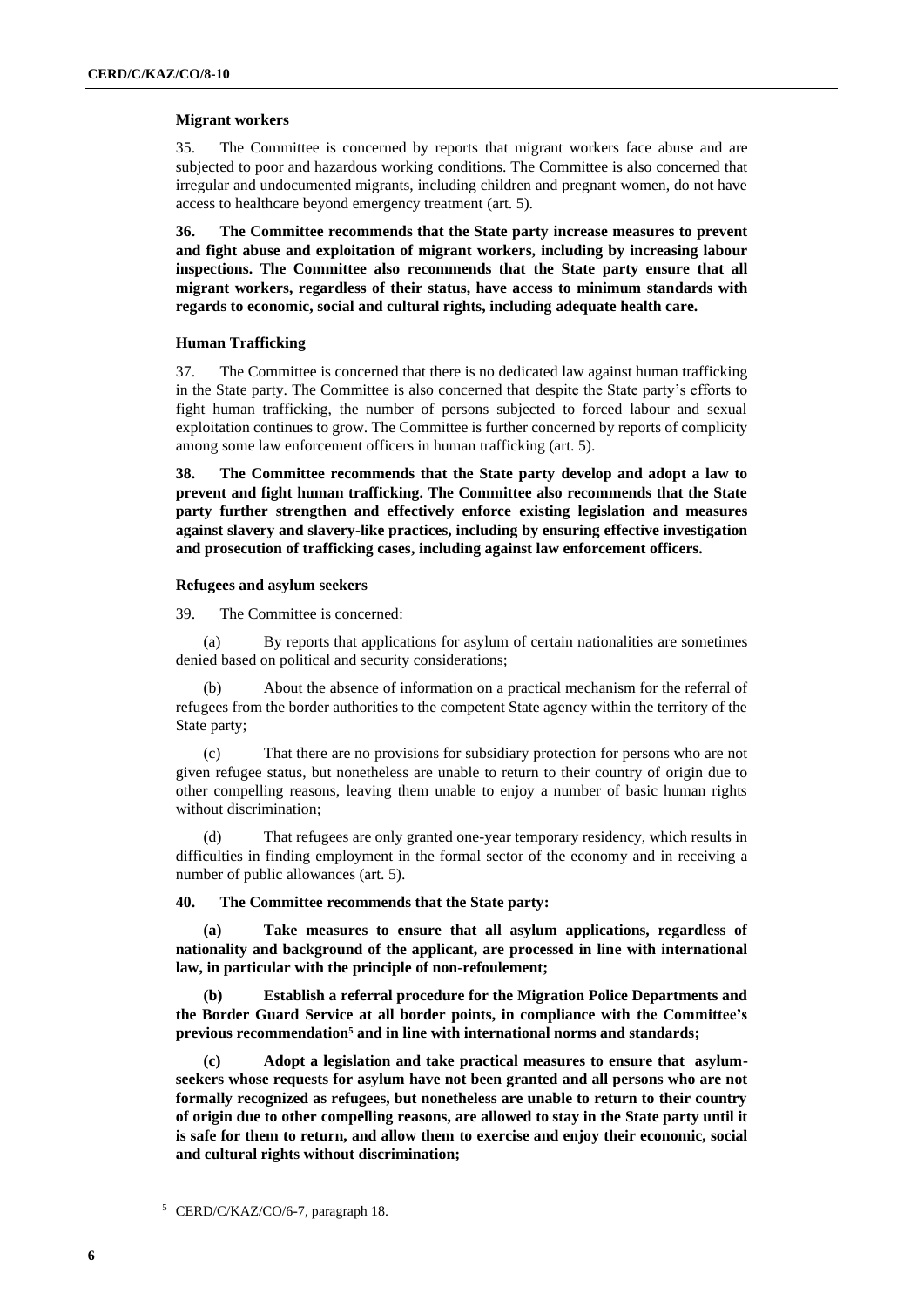### Migrant workers

35. The Committee is concerned by reports that migrant workers face abuse and are subjected to poor and hazardous working conditions. The Committee is also concerned that irregular and undocumented migrants, including children and pregnant women, do not have access to healthcare beyond emergency treatment (art. 5).

**36. The Committee recommends that the State party increase measures to prevent and fight abuse and exploitation of migrant workers, including by increasing labour inspections. The Committee also recommends that the State party ensure that all migrant workers, regardless of their status, have access to minimum standards with regards to economic, social and cultural rights, including adequate health care.**

### Human Trafficking

37. The Committee is concerned that there is no dedicated law against human trafficking in the State party. The Committee is also concerned that despite the State party's efforts to fight human trafficking, the number of persons subjected to forced labour and sexual exploitation continues to grow. The Committee is further concerned by reports of complicity among some law enforcement officers in human trafficking (art. 5).

**38. The Committee recommends that the State party develop and adopt a law to prevent and fight human trafficking. The Committee also recommends that the State party further strengthen and effectively enforce existing legislation and measures against slavery and slavery-like practices, including by ensuring effective investigation and prosecution of trafficking cases, including against law enforcement officers.**

### Refugees and asylum seekers

39. The Committee is concerned:

(a) By reports that applications for asylum of certain nationalities are sometimes denied based on political and security considerations;

(b) About the absence of information on a practical mechanism for the referral of refugees from the border authorities to the competent State agency within the territory of the State party;

(c) That there are no provisions for subsidiary protection for persons who are not given refugee status, but nonetheless are unable to return to their country of origin due to other compelling reasons, leaving them unable to enjoy a number of basic human rights without discrimination;

(d) That refugees are only granted one-year temporary residency, which results in difficulties in finding employment in the formal sector of the economy and in receiving a number of public allowances (art. 5).

**40. The Committee recommends that the State party:**

**(a) Take measures to ensure that all asylum applications, regardless of nationality and background of the applicant, are processed in line with international law, in particular with the principle of non-refoulement;**

**(b) Establish a referral procedure for the Migration Police Departments and the Border Guard Service at all border points, in compliance with the Committee's previous recommendation[5] and in line with international norms and standards;**

**(c) Adopt a legislation and take practical measures to ensure that asylum-seekers whose requests for asylum have not been granted and all persons who are not formally recognized as refugees, but nonetheless are unable to return to their country of origin due to other compelling reasons, are allowed to stay in the State party until it is safe for them to return, and allow them to exercise and enjoy their economic, social and cultural rights without discrimination;**

---

[5] CERD/C/KAZ/CO/6-7, paragraph 18.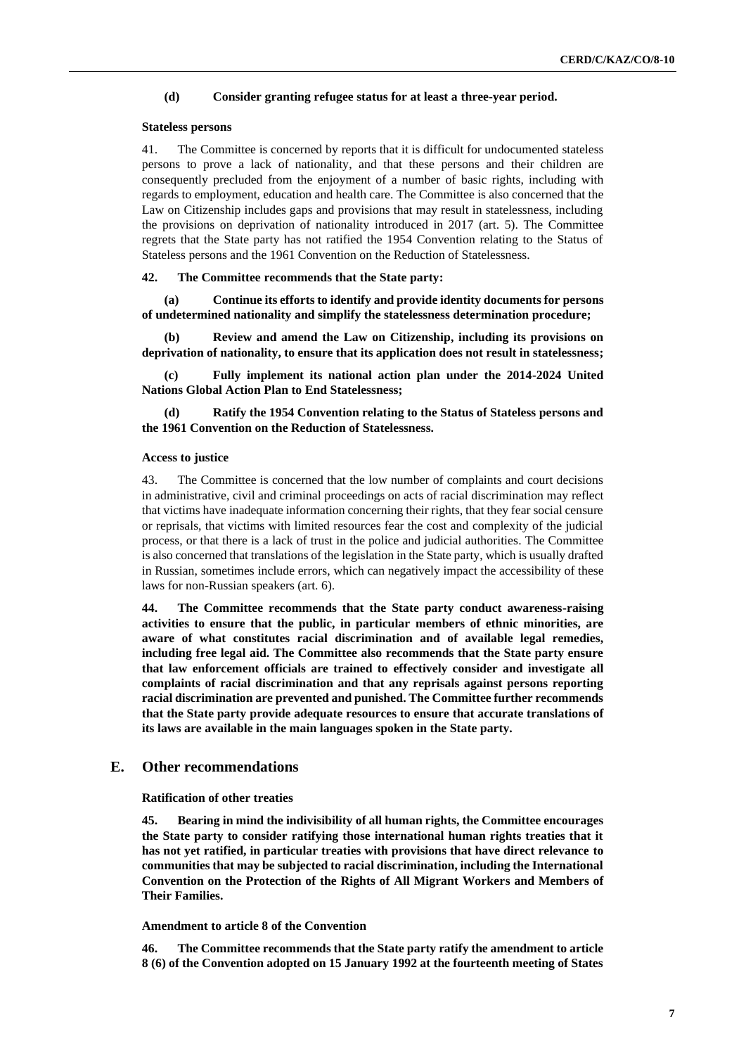**(d) Consider granting refugee status for at least a three-year period.**

**Stateless persons**

41. The Committee is concerned by reports that it is difficult for undocumented stateless persons to prove a lack of nationality, and that these persons and their children are consequently precluded from the enjoyment of a number of basic rights, including with regards to employment, education and health care. The Committee is also concerned that the Law on Citizenship includes gaps and provisions that may result in statelessness, including the provisions on deprivation of nationality introduced in 2017 (art. 5). The Committee regrets that the State party has not ratified the 1954 Convention relating to the Status of Stateless persons and the 1961 Convention on the Reduction of Statelessness.

**42. The Committee recommends that the State party:**

**(a) Continue its efforts to identify and provide identity documents for persons of undetermined nationality and simplify the statelessness determination procedure;**

**(b) Review and amend the Law on Citizenship, including its provisions on deprivation of nationality, to ensure that its application does not result in statelessness;**

**(c) Fully implement its national action plan under the 2014-2024 United Nations Global Action Plan to End Statelessness;**

**(d) Ratify the 1954 Convention relating to the Status of Stateless persons and the 1961 Convention on the Reduction of Statelessness.**

**Access to justice**

43. The Committee is concerned that the low number of complaints and court decisions in administrative, civil and criminal proceedings on acts of racial discrimination may reflect that victims have inadequate information concerning their rights, that they fear social censure or reprisals, that victims with limited resources fear the cost and complexity of the judicial process, or that there is a lack of trust in the police and judicial authorities. The Committee is also concerned that translations of the legislation in the State party, which is usually drafted in Russian, sometimes include errors, which can negatively impact the accessibility of these laws for non-Russian speakers (art. 6).

**44. The Committee recommends that the State party conduct awareness-raising activities to ensure that the public, in particular members of ethnic minorities, are aware of what constitutes racial discrimination and of available legal remedies, including free legal aid. The Committee also recommends that the State party ensure that law enforcement officials are trained to effectively consider and investigate all complaints of racial discrimination and that any reprisals against persons reporting racial discrimination are prevented and punished. The Committee further recommends that the State party provide adequate resources to ensure that accurate translations of its laws are available in the main languages spoken in the State party.**

## E. Other recommendations

**Ratification of other treaties**

**45. Bearing in mind the indivisibility of all human rights, the Committee encourages the State party to consider ratifying those international human rights treaties that it has not yet ratified, in particular treaties with provisions that have direct relevance to communities that may be subjected to racial discrimination, including the International Convention on the Protection of the Rights of All Migrant Workers and Members of Their Families.**

**Amendment to article 8 of the Convention**

**46. The Committee recommends that the State party ratify the amendment to article 8 (6) of the Convention adopted on 15 January 1992 at the fourteenth meeting of States**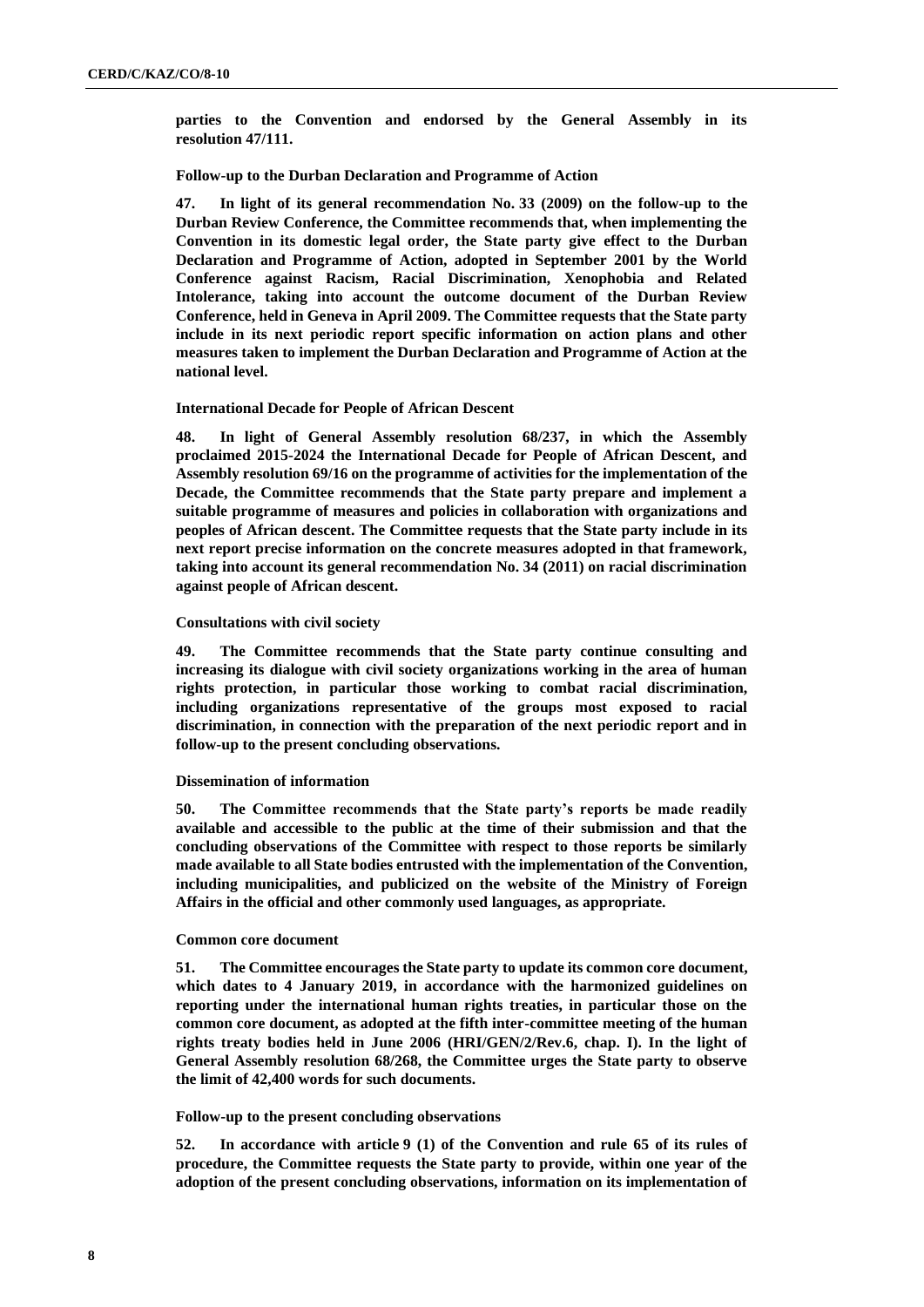**parties to the Convention and endorsed by the General Assembly in its resolution 47/111.**

**Follow-up to the Durban Declaration and Programme of Action**

47. **In light of its general recommendation No. 33 (2009) on the follow-up to the Durban Review Conference, the Committee recommends that, when implementing the Convention in its domestic legal order, the State party give effect to the Durban Declaration and Programme of Action, adopted in September 2001 by the World Conference against Racism, Racial Discrimination, Xenophobia and Related Intolerance, taking into account the outcome document of the Durban Review Conference, held in Geneva in April 2009. The Committee requests that the State party include in its next periodic report specific information on action plans and other measures taken to implement the Durban Declaration and Programme of Action at the national level.**

**International Decade for People of African Descent**

48. **In light of General Assembly resolution 68/237, in which the Assembly proclaimed 2015-2024 the International Decade for People of African Descent, and Assembly resolution 69/16 on the programme of activities for the implementation of the Decade, the Committee recommends that the State party prepare and implement a suitable programme of measures and policies in collaboration with organizations and peoples of African descent. The Committee requests that the State party include in its next report precise information on the concrete measures adopted in that framework, taking into account its general recommendation No. 34 (2011) on racial discrimination against people of African descent.**

**Consultations with civil society**

49. **The Committee recommends that the State party continue consulting and increasing its dialogue with civil society organizations working in the area of human rights protection, in particular those working to combat racial discrimination, including organizations representative of the groups most exposed to racial discrimination, in connection with the preparation of the next periodic report and in follow-up to the present concluding observations.**

**Dissemination of information**

50. **The Committee recommends that the State party's reports be made readily available and accessible to the public at the time of their submission and that the concluding observations of the Committee with respect to those reports be similarly made available to all State bodies entrusted with the implementation of the Convention, including municipalities, and publicized on the website of the Ministry of Foreign Affairs in the official and other commonly used languages, as appropriate.**

**Common core document**

51. **The Committee encourages the State party to update its common core document, which dates to 4 January 2019, in accordance with the harmonized guidelines on reporting under the international human rights treaties, in particular those on the common core document, as adopted at the fifth inter-committee meeting of the human rights treaty bodies held in June 2006 (HRI/GEN/2/Rev.6, chap. I). In the light of General Assembly resolution 68/268, the Committee urges the State party to observe the limit of 42,400 words for such documents.**

**Follow-up to the present concluding observations**

52. **In accordance with article 9 (1) of the Convention and rule 65 of its rules of procedure, the Committee requests the State party to provide, within one year of the adoption of the present concluding observations, information on its implementation of**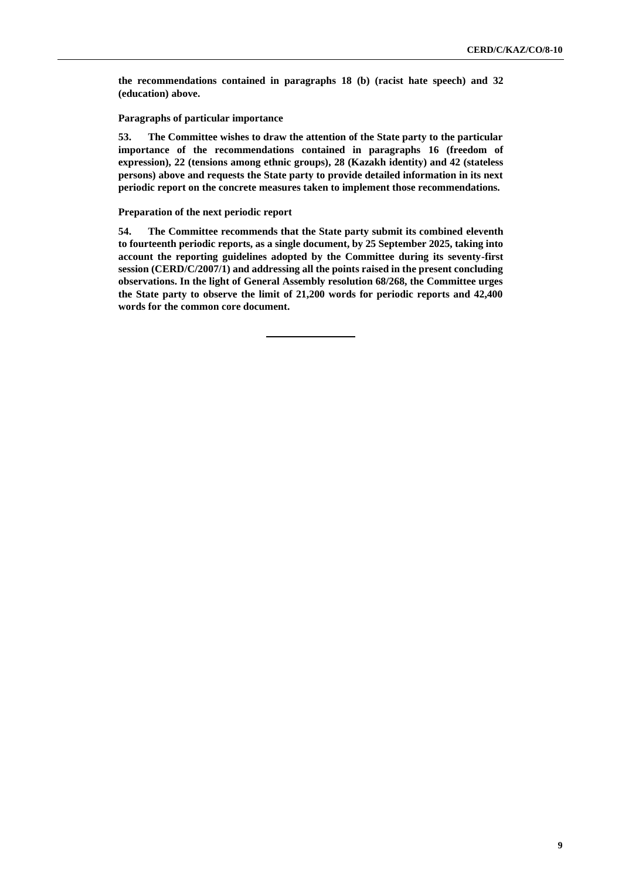**the recommendations contained in paragraphs 18 (b) (racist hate speech) and 32 (education) above.**

**Paragraphs of particular importance**

**53. The Committee wishes to draw the attention of the State party to the particular importance of the recommendations contained in paragraphs 16 (freedom of expression), 22 (tensions among ethnic groups), 28 (Kazakh identity) and 42 (stateless persons) above and requests the State party to provide detailed information in its next periodic report on the concrete measures taken to implement those recommendations.**

**Preparation of the next periodic report**

**54. The Committee recommends that the State party submit its combined eleventh to fourteenth periodic reports, as a single document, by 25 September 2025, taking into account the reporting guidelines adopted by the Committee during its seventy-first session (CERD/C/2007/1) and addressing all the points raised in the present concluding observations. In the light of General Assembly resolution 68/268, the Committee urges the State party to observe the limit of 21,200 words for periodic reports and 42,400 words for the common core document.**